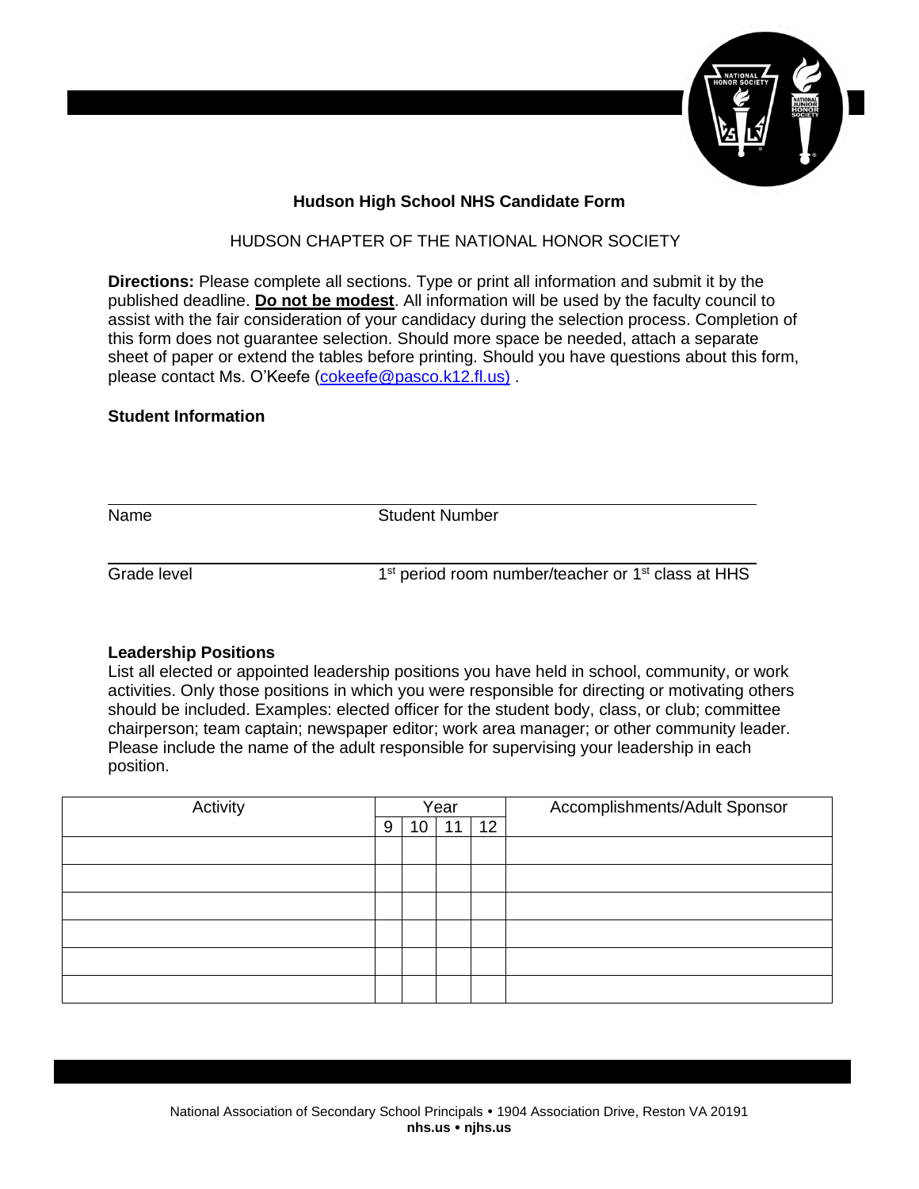# Hudson High School NHS Candidate Form

HUDSON CHAPTER OF THE NATIONAL HONOR SOCIETY

**Directions:** Please complete all sections. Type or print all information and submit it by the published deadline. **Do not be modest**. All information will be used by the faculty council to assist with the fair consideration of your candidacy during the selection process. Completion of this form does not guarantee selection. Should more space be needed, attach a separate sheet of paper or extend the tables before printing. Should you have questions about this form, please contact Ms. O'Keefe (cokeefe@pasco.k12.fl.us) .

**Student Information**

Name ____________________ Student Number ____________________

Grade level ____________________ 1st period room number/teacher or 1st class at HHS ____________________

**Leadership Positions**

List all elected or appointed leadership positions you have held in school, community, or work activities. Only those positions in which you were responsible for directing or motivating others should be included. Examples: elected officer for the student body, class, or club; committee chairperson; team captain; newspaper editor; work area manager; or other community leader. Please include the name of the adult responsible for supervising your leadership in each position.

| Activity | Year | | | | Accomplishments/Adult Sponsor |
|---|---|---|---|---|---|
| | 9 | 10 | 11 | 12 | |
| | | | | | |
| | | | | | |
| | | | | | |
| | | | | | |
| | | | | | |
| | | | | | |

National Association of Secondary School Principals • 1904 Association Drive, Reston VA 20191
**nhs.us • njhs.us**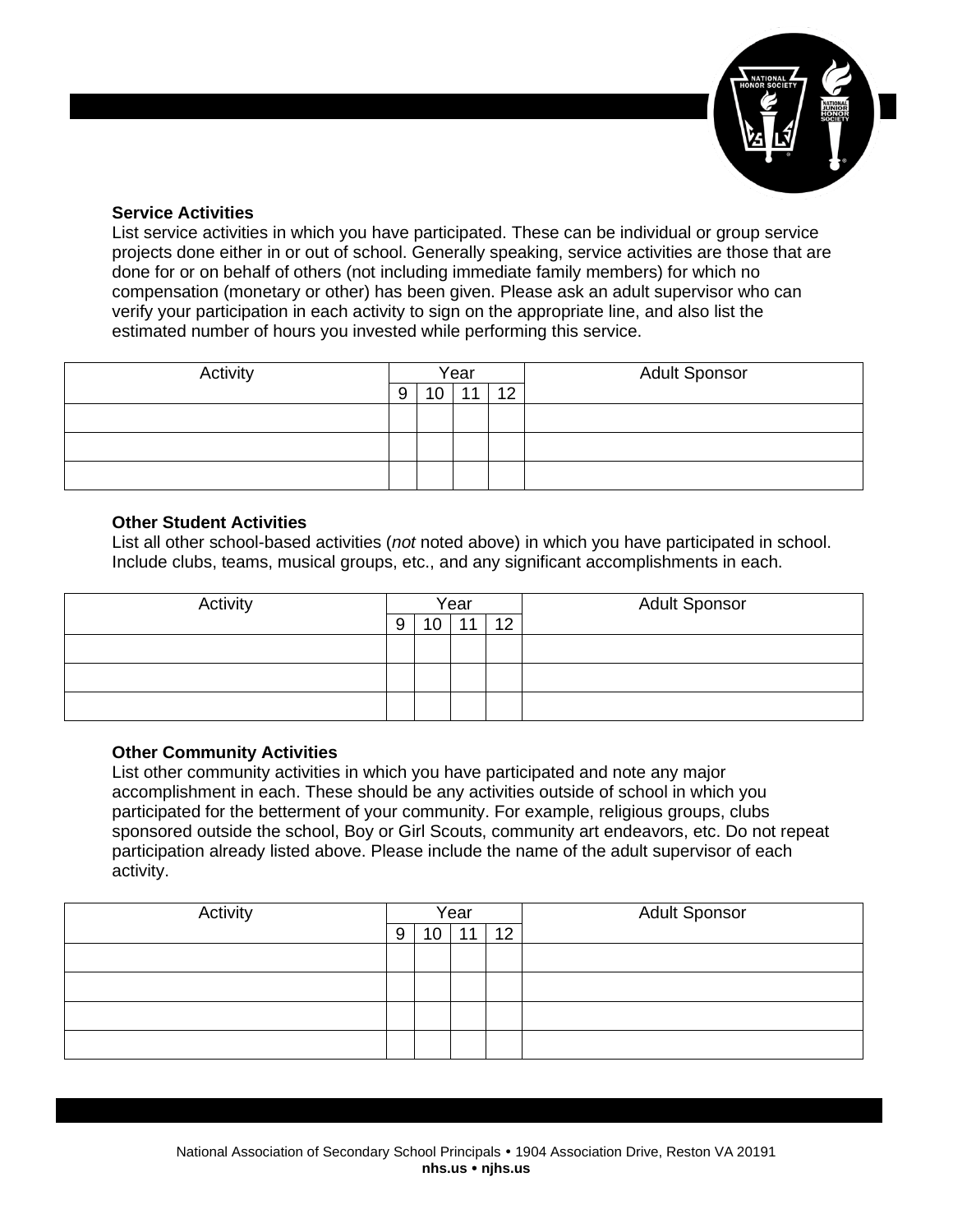### Service Activities

List service activities in which you have participated. These can be individual or group service projects done either in or out of school. Generally speaking, service activities are those that are done for or on behalf of others (not including immediate family members) for which no compensation (monetary or other) has been given. Please ask an adult supervisor who can verify your participation in each activity to sign on the appropriate line, and also list the estimated number of hours you invested while performing this service.

| Activity | Year | | | | Adult Sponsor |
|---|---|---|---|---|---|
| | 9 | 10 | 11 | 12 | |
| | | | | | |
| | | | | | |
| | | | | | |

### Other Student Activities

List all other school-based activities (*not* noted above) in which you have participated in school. Include clubs, teams, musical groups, etc., and any significant accomplishments in each.

| Activity | Year | | | | Adult Sponsor |
|---|---|---|---|---|---|
| | 9 | 10 | 11 | 12 | |
| | | | | | |
| | | | | | |
| | | | | | |

### Other Community Activities

List other community activities in which you have participated and note any major accomplishment in each. These should be any activities outside of school in which you participated for the betterment of your community. For example, religious groups, clubs sponsored outside the school, Boy or Girl Scouts, community art endeavors, etc. Do not repeat participation already listed above. Please include the name of the adult supervisor of each activity.

| Activity | Year | | | | Adult Sponsor |
|---|---|---|---|---|---|
| | 9 | 10 | 11 | 12 | |
| | | | | | |
| | | | | | |
| | | | | | |
| | | | | | |

National Association of Secondary School Principals • 1904 Association Drive, Reston VA 20191
**nhs.us • njhs.us**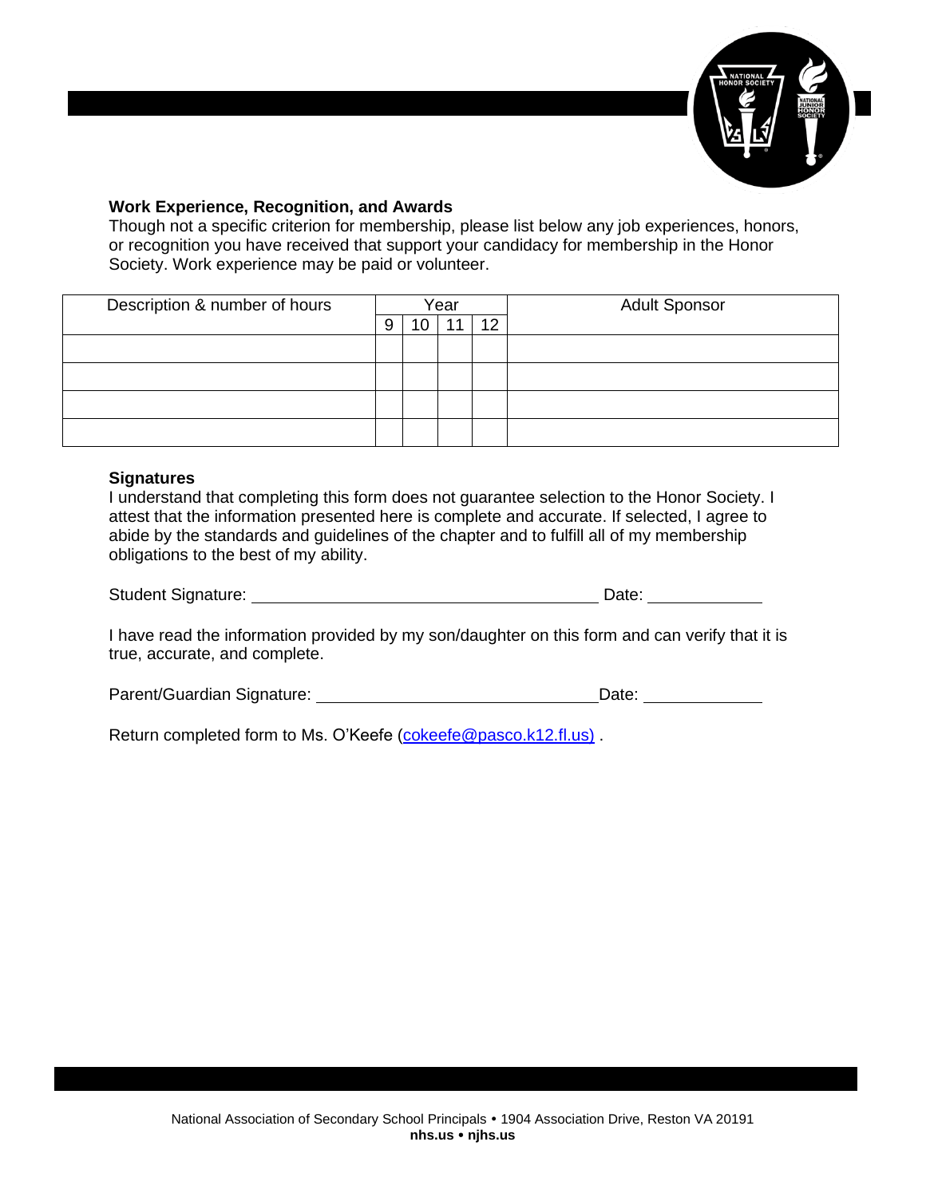### Work Experience, Recognition, and Awards

Though not a specific criterion for membership, please list below any job experiences, honors, or recognition you have received that support your candidacy for membership in the Honor Society. Work experience may be paid or volunteer.

| Description & number of hours | Year | | | | Adult Sponsor |
|---|---|---|---|---|---|
| | 9 | 10 | 11 | 12 | |
| | | | | | |
| | | | | | |
| | | | | | |
| | | | | | |

### Signatures

I understand that completing this form does not guarantee selection to the Honor Society. I attest that the information presented here is complete and accurate. If selected, I agree to abide by the standards and guidelines of the chapter and to fulfill all of my membership obligations to the best of my ability.

Student Signature: ______________________________ Date: __________

I have read the information provided by my son/daughter on this form and can verify that it is true, accurate, and complete.

Parent/Guardian Signature: ______________________________ Date: __________

Return completed form to Ms. O'Keefe (cokeefe@pasco.k12.fl.us) .

National Association of Secondary School Principals • 1904 Association Drive, Reston VA 20191
**nhs.us • njhs.us**